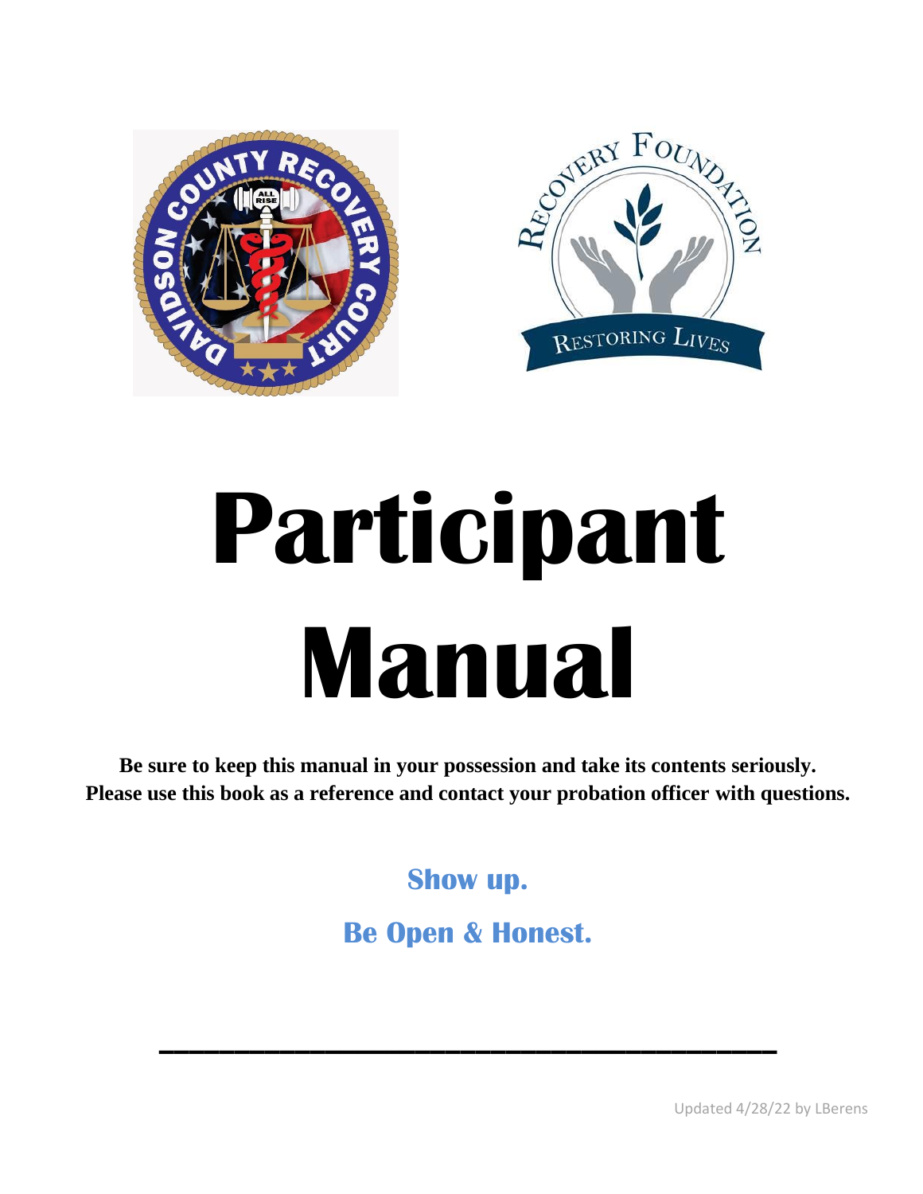# Participant Manual

**Be sure to keep this manual in your possession and take its contents seriously.**
**Please use this book as a reference and contact your probation officer with questions.**

**Show up.**

**Be Open & Honest.**

Updated 4/28/22 by LBerens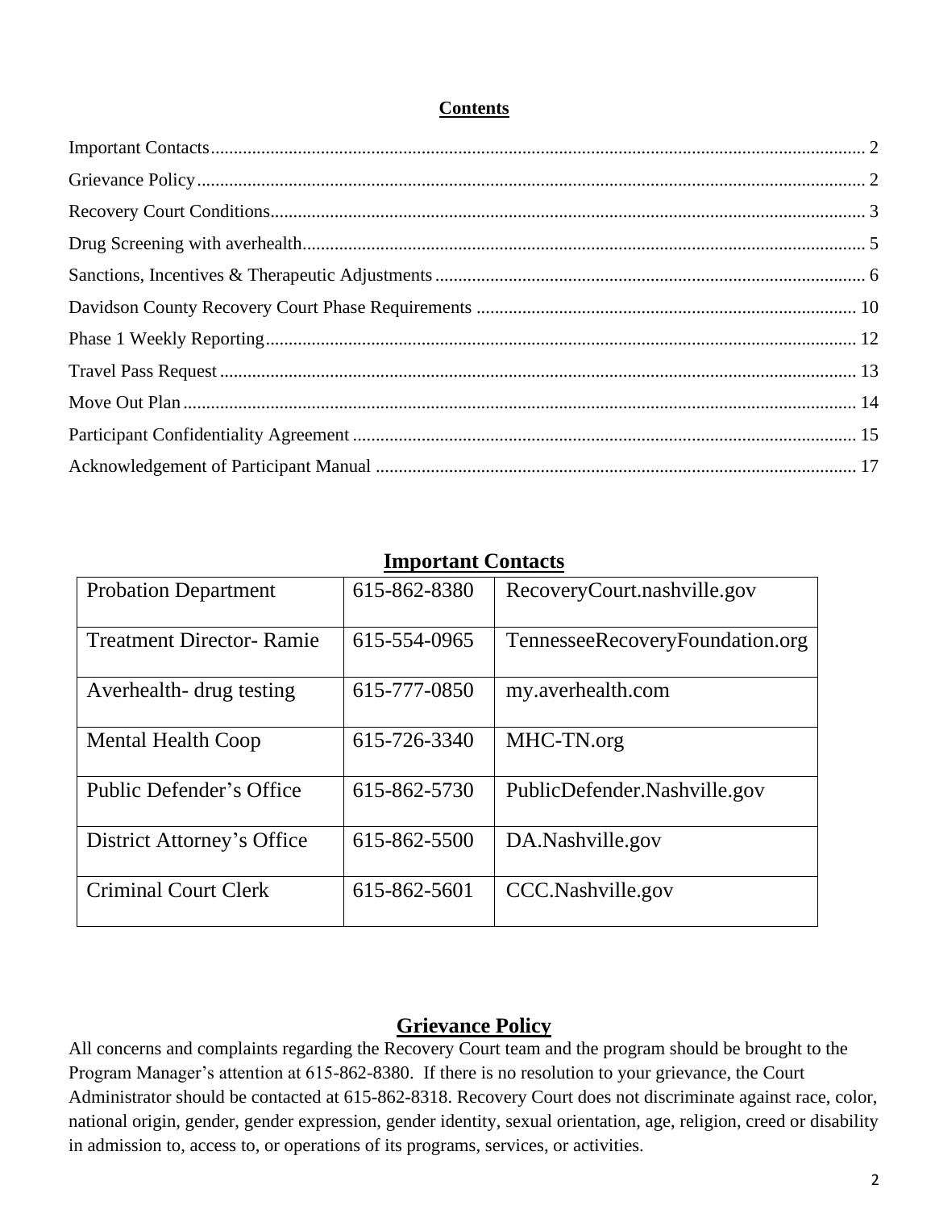## Contents

Important Contacts ........ 2

Grievance Policy ........ 2

Recovery Court Conditions ........ 3

Drug Screening with averhealth ........ 5

Sanctions, Incentives & Therapeutic Adjustments ........ 6

Davidson County Recovery Court Phase Requirements ........ 10

Phase 1 Weekly Reporting ........ 12

Travel Pass Request ........ 13

Move Out Plan ........ 14

Participant Confidentiality Agreement ........ 15

Acknowledgement of Participant Manual ........ 17

## Important Contacts

| | | |
|---|---|---|
| Probation Department | 615-862-8380 | RecoveryCourt.nashville.gov |
| Treatment Director- Ramie | 615-554-0965 | TennesseeRecoveryFoundation.org |
| Averhealth- drug testing | 615-777-0850 | my.averhealth.com |
| Mental Health Coop | 615-726-3340 | MHC-TN.org |
| Public Defender's Office | 615-862-5730 | PublicDefender.Nashville.gov |
| District Attorney's Office | 615-862-5500 | DA.Nashville.gov |
| Criminal Court Clerk | 615-862-5601 | CCC.Nashville.gov |

## Grievance Policy

All concerns and complaints regarding the Recovery Court team and the program should be brought to the Program Manager's attention at 615-862-8380. If there is no resolution to your grievance, the Court Administrator should be contacted at 615-862-8318. Recovery Court does not discriminate against race, color, national origin, gender, gender expression, gender identity, sexual orientation, age, religion, creed or disability in admission to, access to, or operations of its programs, services, or activities.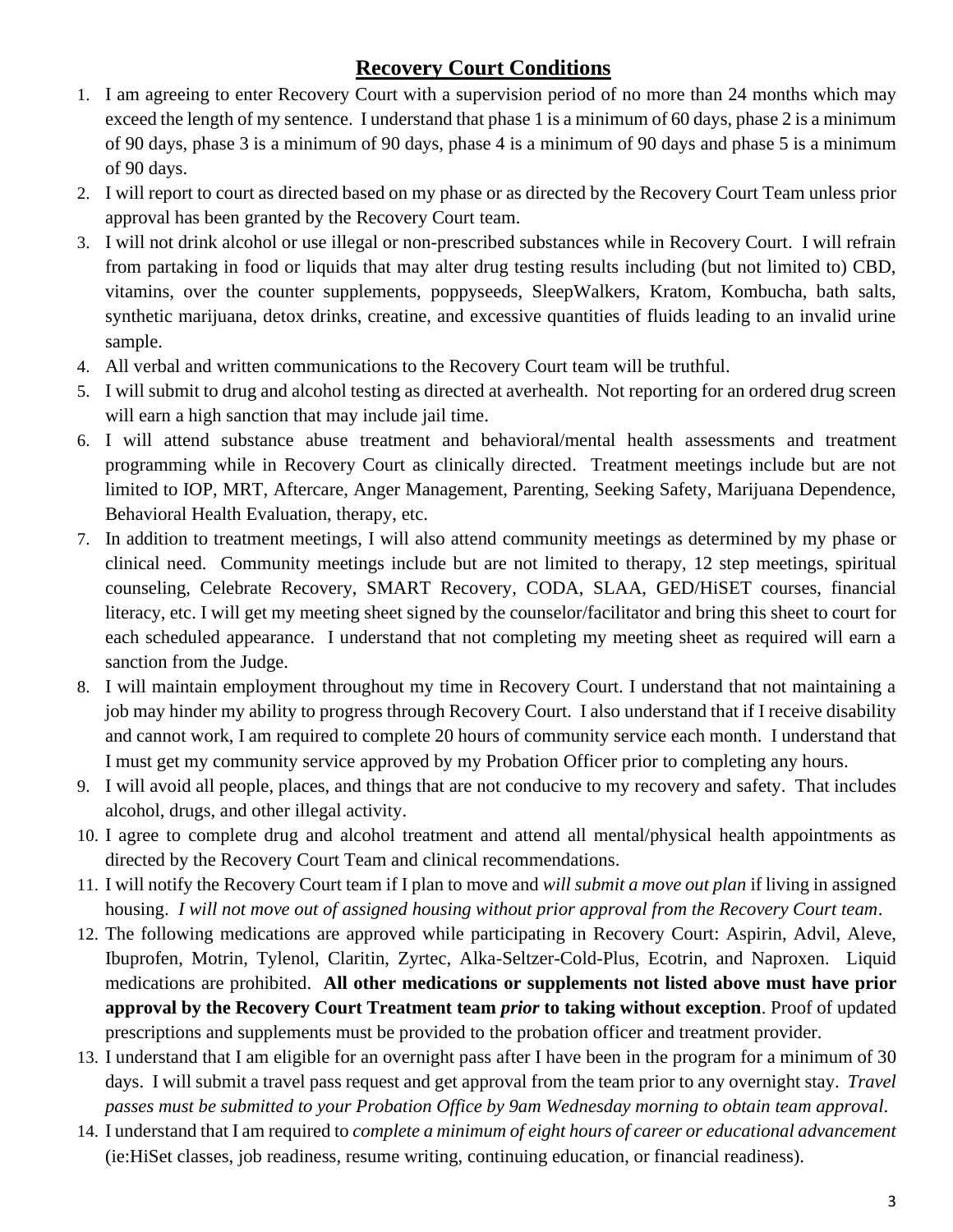## Recovery Court Conditions

1. I am agreeing to enter Recovery Court with a supervision period of no more than 24 months which may exceed the length of my sentence. I understand that phase 1 is a minimum of 60 days, phase 2 is a minimum of 90 days, phase 3 is a minimum of 90 days, phase 4 is a minimum of 90 days and phase 5 is a minimum of 90 days.
2. I will report to court as directed based on my phase or as directed by the Recovery Court Team unless prior approval has been granted by the Recovery Court team.
3. I will not drink alcohol or use illegal or non-prescribed substances while in Recovery Court. I will refrain from partaking in food or liquids that may alter drug testing results including (but not limited to) CBD, vitamins, over the counter supplements, poppyseeds, SleepWalkers, Kratom, Kombucha, bath salts, synthetic marijuana, detox drinks, creatine, and excessive quantities of fluids leading to an invalid urine sample.
4. All verbal and written communications to the Recovery Court team will be truthful.
5. I will submit to drug and alcohol testing as directed at averhealth. Not reporting for an ordered drug screen will earn a high sanction that may include jail time.
6. I will attend substance abuse treatment and behavioral/mental health assessments and treatment programming while in Recovery Court as clinically directed. Treatment meetings include but are not limited to IOP, MRT, Aftercare, Anger Management, Parenting, Seeking Safety, Marijuana Dependence, Behavioral Health Evaluation, therapy, etc.
7. In addition to treatment meetings, I will also attend community meetings as determined by my phase or clinical need. Community meetings include but are not limited to therapy, 12 step meetings, spiritual counseling, Celebrate Recovery, SMART Recovery, CODA, SLAA, GED/HiSET courses, financial literacy, etc. I will get my meeting sheet signed by the counselor/facilitator and bring this sheet to court for each scheduled appearance. I understand that not completing my meeting sheet as required will earn a sanction from the Judge.
8. I will maintain employment throughout my time in Recovery Court. I understand that not maintaining a job may hinder my ability to progress through Recovery Court. I also understand that if I receive disability and cannot work, I am required to complete 20 hours of community service each month. I understand that I must get my community service approved by my Probation Officer prior to completing any hours.
9. I will avoid all people, places, and things that are not conducive to my recovery and safety. That includes alcohol, drugs, and other illegal activity.
10. I agree to complete drug and alcohol treatment and attend all mental/physical health appointments as directed by the Recovery Court Team and clinical recommendations.
11. I will notify the Recovery Court team if I plan to move and *will submit a move out plan* if living in assigned housing. *I will not move out of assigned housing without prior approval from the Recovery Court team*.
12. The following medications are approved while participating in Recovery Court: Aspirin, Advil, Aleve, Ibuprofen, Motrin, Tylenol, Claritin, Zyrtec, Alka-Seltzer-Cold-Plus, Ecotrin, and Naproxen. Liquid medications are prohibited. **All other medications or supplements not listed above must have prior approval by the Recovery Court Treatment team *prior* to taking without exception**. Proof of updated prescriptions and supplements must be provided to the probation officer and treatment provider.
13. I understand that I am eligible for an overnight pass after I have been in the program for a minimum of 30 days. I will submit a travel pass request and get approval from the team prior to any overnight stay. *Travel passes must be submitted to your Probation Office by 9am Wednesday morning to obtain team approval*.
14. I understand that I am required to *complete a minimum of eight hours of career or educational advancement* (ie:HiSet classes, job readiness, resume writing, continuing education, or financial readiness).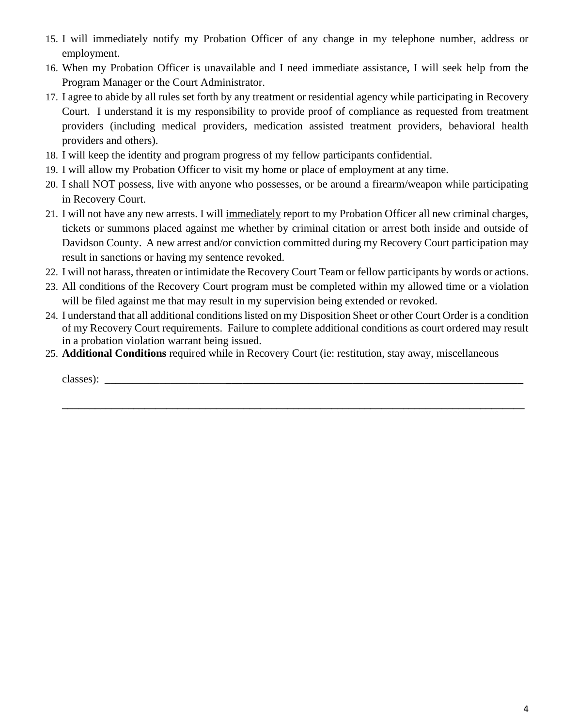15. I will immediately notify my Probation Officer of any change in my telephone number, address or employment.
16. When my Probation Officer is unavailable and I need immediate assistance, I will seek help from the Program Manager or the Court Administrator.
17. I agree to abide by all rules set forth by any treatment or residential agency while participating in Recovery Court. I understand it is my responsibility to provide proof of compliance as requested from treatment providers (including medical providers, medication assisted treatment providers, behavioral health providers and others).
18. I will keep the identity and program progress of my fellow participants confidential.
19. I will allow my Probation Officer to visit my home or place of employment at any time.
20. I shall NOT possess, live with anyone who possesses, or be around a firearm/weapon while participating in Recovery Court.
21. I will not have any new arrests. I will <u>immediately</u> report to my Probation Officer all new criminal charges, tickets or summons placed against me whether by criminal citation or arrest both inside and outside of Davidson County. A new arrest and/or conviction committed during my Recovery Court participation may result in sanctions or having my sentence revoked.
22. I will not harass, threaten or intimidate the Recovery Court Team or fellow participants by words or actions.
23. All conditions of the Recovery Court program must be completed within my allowed time or a violation will be filed against me that may result in my supervision being extended or revoked.
24. I understand that all additional conditions listed on my Disposition Sheet or other Court Order is a condition of my Recovery Court requirements. Failure to complete additional conditions as court ordered may result in a probation violation warrant being issued.
25. **Additional Conditions** required while in Recovery Court (ie: restitution, stay away, miscellaneous

    classes): ______________________________________________________________________________

    ______________________________________________________________________________________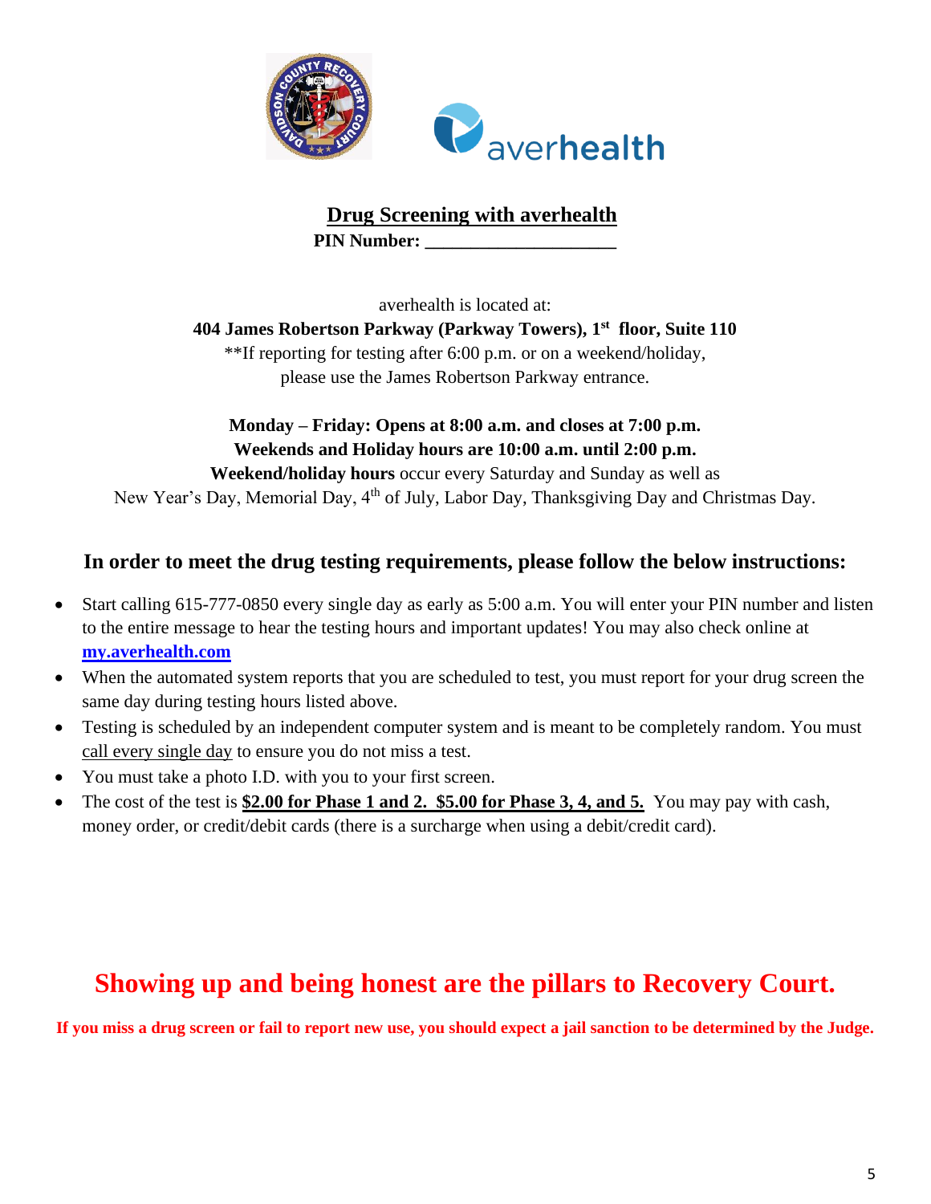## Drug Screening with averhealth

**PIN Number: ____________________**

averhealth is located at:

**404 James Robertson Parkway (Parkway Towers), 1st floor, Suite 110**

**If reporting for testing after 6:00 p.m. or on a weekend/holiday, please use the James Robertson Parkway entrance.

**Monday – Friday: Opens at 8:00 a.m. and closes at 7:00 p.m.**

**Weekends and Holiday hours are 10:00 a.m. until 2:00 p.m.**

**Weekend/holiday hours** occur every Saturday and Sunday as well as New Year's Day, Memorial Day, 4th of July, Labor Day, Thanksgiving Day and Christmas Day.

### In order to meet the drug testing requirements, please follow the below instructions:

- Start calling 615-777-0850 every single day as early as 5:00 a.m. You will enter your PIN number and listen to the entire message to hear the testing hours and important updates! You may also check online at **my.averhealth.com**
- When the automated system reports that you are scheduled to test, you must report for your drug screen the same day during testing hours listed above.
- Testing is scheduled by an independent computer system and is meant to be completely random. You must call every single day to ensure you do not miss a test.
- You must take a photo I.D. with you to your first screen.
- The cost of the test is **$2.00 for Phase 1 and 2. $5.00 for Phase 3, 4, and 5.** You may pay with cash, money order, or credit/debit cards (there is a surcharge when using a debit/credit card).

## Showing up and being honest are the pillars to Recovery Court.

**If you miss a drug screen or fail to report new use, you should expect a jail sanction to be determined by the Judge.**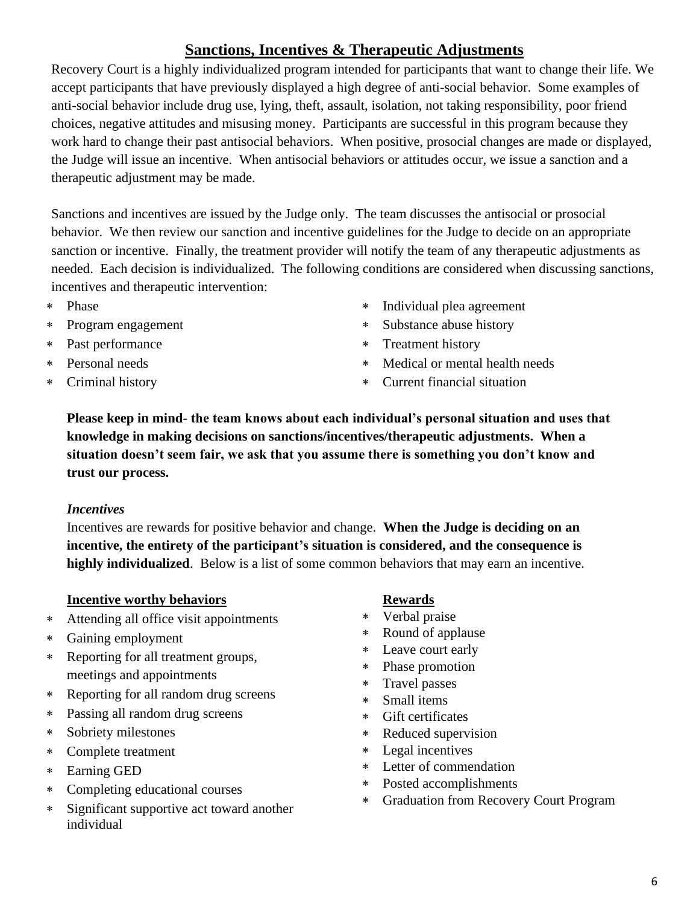## Sanctions, Incentives & Therapeutic Adjustments

Recovery Court is a highly individualized program intended for participants that want to change their life. We accept participants that have previously displayed a high degree of anti-social behavior. Some examples of anti-social behavior include drug use, lying, theft, assault, isolation, not taking responsibility, poor friend choices, negative attitudes and misusing money. Participants are successful in this program because they work hard to change their past antisocial behaviors. When positive, prosocial changes are made or displayed, the Judge will issue an incentive. When antisocial behaviors or attitudes occur, we issue a sanction and a therapeutic adjustment may be made.

Sanctions and incentives are issued by the Judge only. The team discusses the antisocial or prosocial behavior. We then review our sanction and incentive guidelines for the Judge to decide on an appropriate sanction or incentive. Finally, the treatment provider will notify the team of any therapeutic adjustments as needed. Each decision is individualized. The following conditions are considered when discussing sanctions, incentives and therapeutic intervention:

- Phase
- Program engagement
- Past performance
- Personal needs
- Criminal history
- Individual plea agreement
- Substance abuse history
- Treatment history
- Medical or mental health needs
- Current financial situation

**Please keep in mind- the team knows about each individual's personal situation and uses that knowledge in making decisions on sanctions/incentives/therapeutic adjustments. When a situation doesn't seem fair, we ask that you assume there is something you don't know and trust our process.**

***Incentives***

Incentives are rewards for positive behavior and change. **When the Judge is deciding on an incentive, the entirety of the participant's situation is considered, and the consequence is highly individualized**. Below is a list of some common behaviors that may earn an incentive.

**Incentive worthy behaviors**

- Attending all office visit appointments
- Gaining employment
- Reporting for all treatment groups, meetings and appointments
- Reporting for all random drug screens
- Passing all random drug screens
- Sobriety milestones
- Complete treatment
- Earning GED
- Completing educational courses
- Significant supportive act toward another individual

**Rewards**

- Verbal praise
- Round of applause
- Leave court early
- Phase promotion
- Travel passes
- Small items
- Gift certificates
- Reduced supervision
- Legal incentives
- Letter of commendation
- Posted accomplishments
- Graduation from Recovery Court Program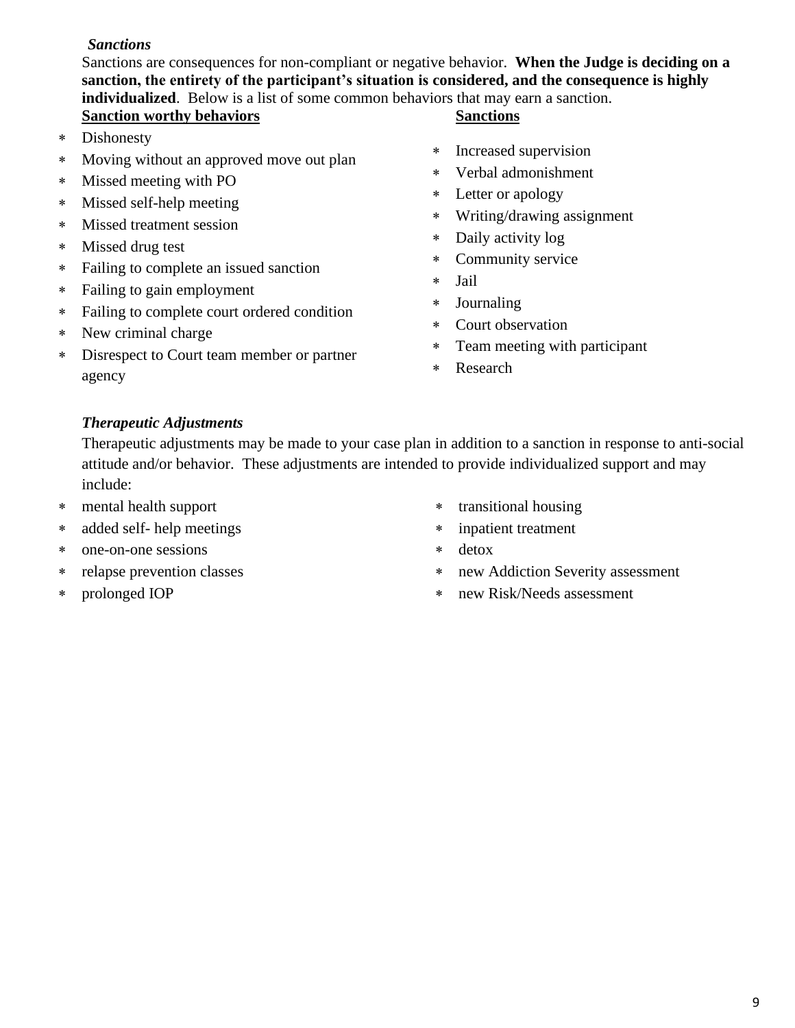### *Sanctions*

Sanctions are consequences for non-compliant or negative behavior. **When the Judge is deciding on a sanction, the entirety of the participant's situation is considered, and the consequence is highly individualized**. Below is a list of some common behaviors that may earn a sanction.

**<u>Sanction worthy behaviors</u>**

- Dishonesty
- Moving without an approved move out plan
- Missed meeting with PO
- Missed self-help meeting
- Missed treatment session
- Missed drug test
- Failing to complete an issued sanction
- Failing to gain employment
- Failing to complete court ordered condition
- New criminal charge
- Disrespect to Court team member or partner agency

**<u>Sanctions</u>**

- Increased supervision
- Verbal admonishment
- Letter or apology
- Writing/drawing assignment
- Daily activity log
- Community service
- Jail
- Journaling
- Court observation
- Team meeting with participant
- Research

### *Therapeutic Adjustments*

Therapeutic adjustments may be made to your case plan in addition to a sanction in response to anti-social attitude and/or behavior. These adjustments are intended to provide individualized support and may include:

- mental health support
- added self- help meetings
- one-on-one sessions
- relapse prevention classes
- prolonged IOP
- transitional housing
- inpatient treatment
- detox
- new Addiction Severity assessment
- new Risk/Needs assessment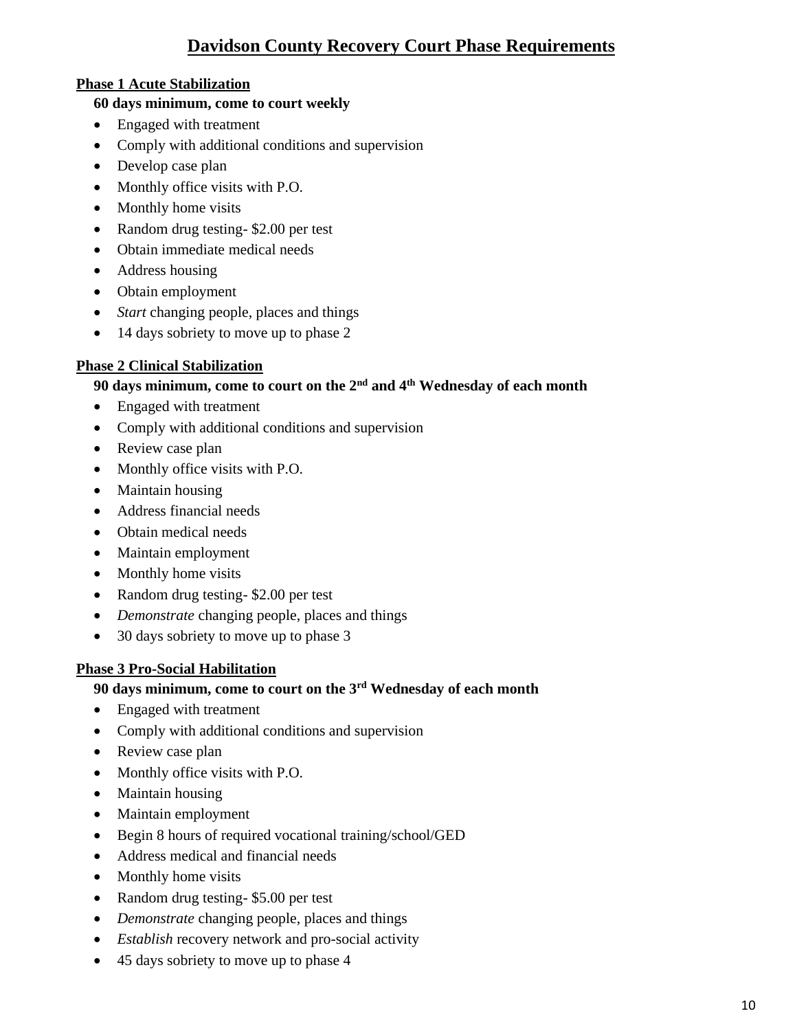# Davidson County Recovery Court Phase Requirements

## Phase 1 Acute Stabilization

**60 days minimum, come to court weekly**

- Engaged with treatment
- Comply with additional conditions and supervision
- Develop case plan
- Monthly office visits with P.O.
- Monthly home visits
- Random drug testing- $2.00 per test
- Obtain immediate medical needs
- Address housing
- Obtain employment
- *Start* changing people, places and things
- 14 days sobriety to move up to phase 2

## Phase 2 Clinical Stabilization

**90 days minimum, come to court on the 2nd and 4th Wednesday of each month**

- Engaged with treatment
- Comply with additional conditions and supervision
- Review case plan
- Monthly office visits with P.O.
- Maintain housing
- Address financial needs
- Obtain medical needs
- Maintain employment
- Monthly home visits
- Random drug testing- $2.00 per test
- *Demonstrate* changing people, places and things
- 30 days sobriety to move up to phase 3

## Phase 3 Pro-Social Habilitation

**90 days minimum, come to court on the 3rd Wednesday of each month**

- Engaged with treatment
- Comply with additional conditions and supervision
- Review case plan
- Monthly office visits with P.O.
- Maintain housing
- Maintain employment
- Begin 8 hours of required vocational training/school/GED
- Address medical and financial needs
- Monthly home visits
- Random drug testing- $5.00 per test
- *Demonstrate* changing people, places and things
- *Establish* recovery network and pro-social activity
- 45 days sobriety to move up to phase 4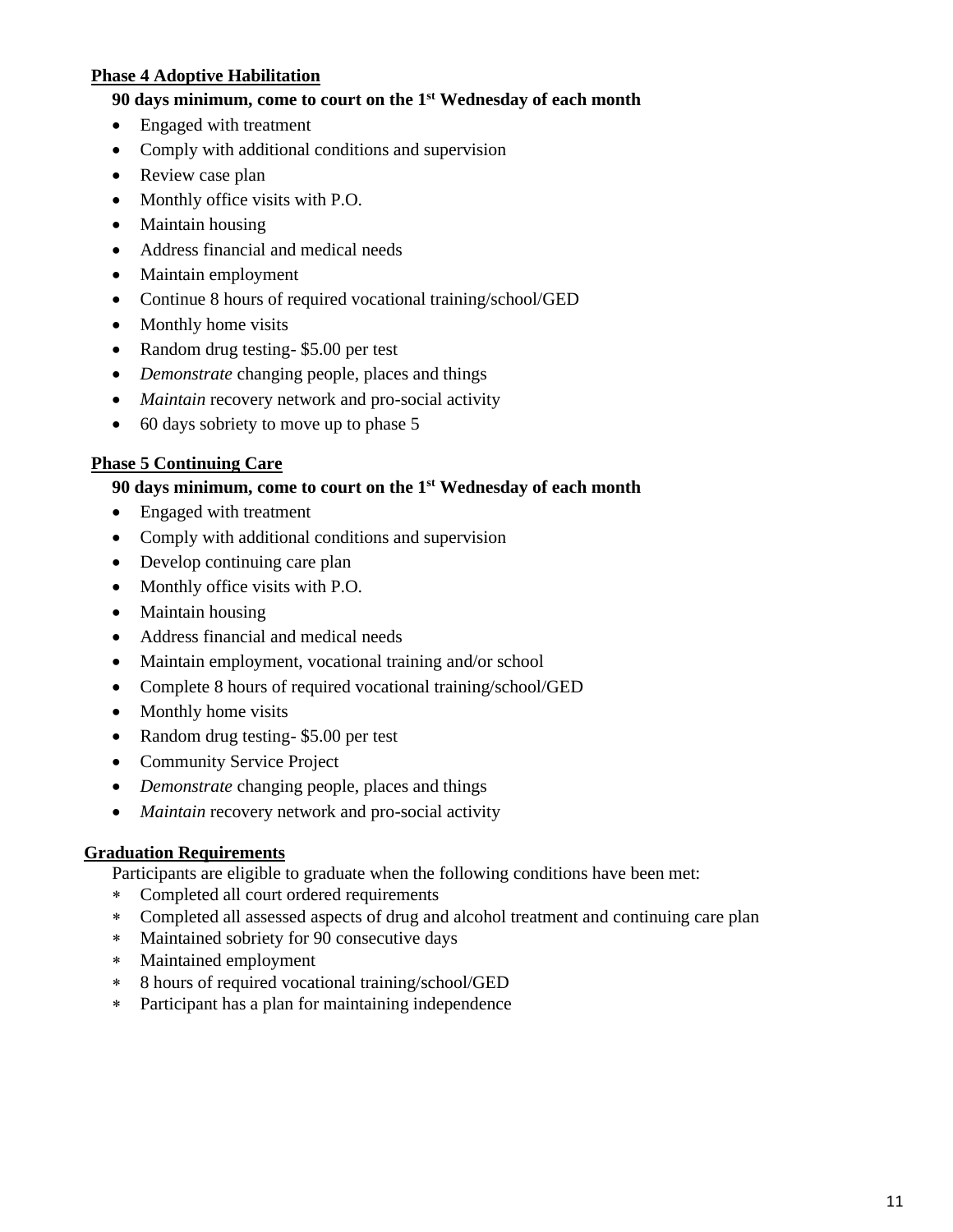## Phase 4 Adoptive Habilitation

**90 days minimum, come to court on the 1st Wednesday of each month**

- Engaged with treatment
- Comply with additional conditions and supervision
- Review case plan
- Monthly office visits with P.O.
- Maintain housing
- Address financial and medical needs
- Maintain employment
- Continue 8 hours of required vocational training/school/GED
- Monthly home visits
- Random drug testing- $5.00 per test
- *Demonstrate* changing people, places and things
- *Maintain* recovery network and pro-social activity
- 60 days sobriety to move up to phase 5

## Phase 5 Continuing Care

**90 days minimum, come to court on the 1st Wednesday of each month**

- Engaged with treatment
- Comply with additional conditions and supervision
- Develop continuing care plan
- Monthly office visits with P.O.
- Maintain housing
- Address financial and medical needs
- Maintain employment, vocational training and/or school
- Complete 8 hours of required vocational training/school/GED
- Monthly home visits
- Random drug testing- $5.00 per test
- Community Service Project
- *Demonstrate* changing people, places and things
- *Maintain* recovery network and pro-social activity

## Graduation Requirements

Participants are eligible to graduate when the following conditions have been met:

- Completed all court ordered requirements
- Completed all assessed aspects of drug and alcohol treatment and continuing care plan
- Maintained sobriety for 90 consecutive days
- Maintained employment
- 8 hours of required vocational training/school/GED
- Participant has a plan for maintaining independence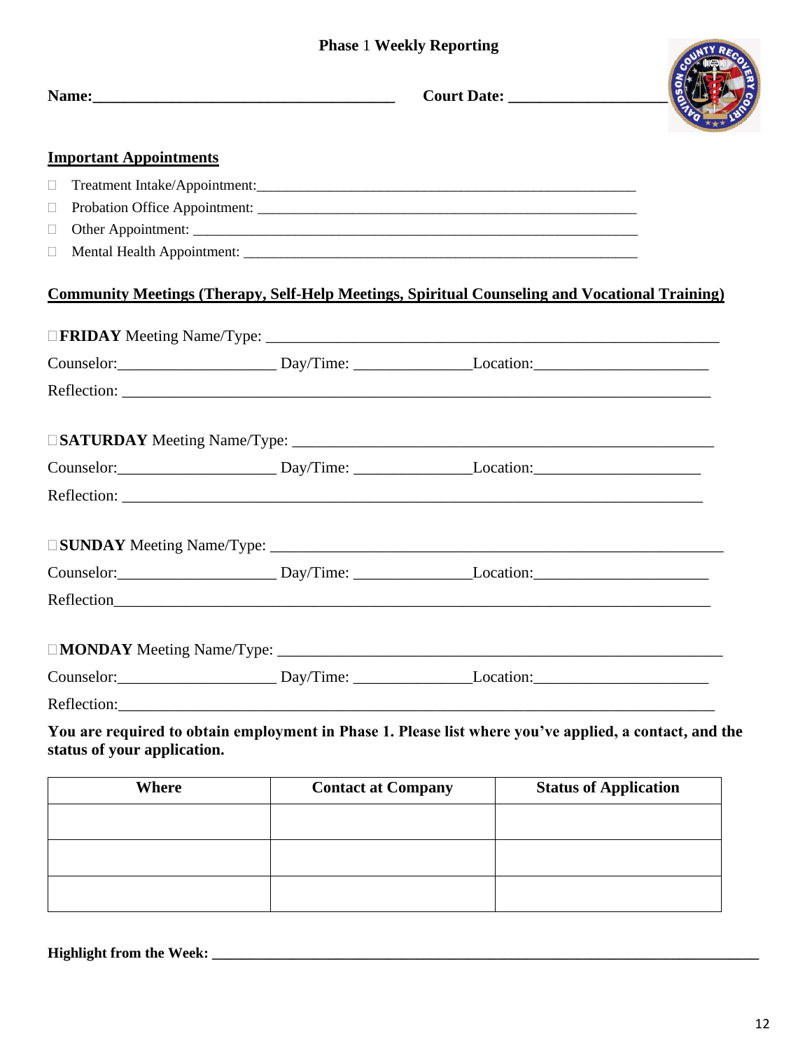# **Phase** 1 **Weekly Reporting**

**Name:**\_\_\_\_\_\_\_\_\_\_\_\_\_\_\_\_\_\_\_\_\_\_\_\_\_\_\_\_\_\_\_\_\_\_\_\_\_\_ **Court Date:** \_\_\_\_\_\_\_\_\_\_\_\_\_\_\_\_\_\_\_\_

## **Important Appointments**

- ☐ Treatment Intake/Appointment:\_\_\_\_\_\_\_\_\_\_\_\_\_\_\_\_\_\_\_\_\_\_\_\_\_\_\_\_\_\_\_\_\_\_\_\_\_\_\_\_\_\_\_\_\_\_\_\_\_\_\_\_
- ☐ Probation Office Appointment: \_\_\_\_\_\_\_\_\_\_\_\_\_\_\_\_\_\_\_\_\_\_\_\_\_\_\_\_\_\_\_\_\_\_\_\_\_\_\_\_\_\_\_\_\_\_\_\_\_\_\_\_
- ☐ Other Appointment: \_\_\_\_\_\_\_\_\_\_\_\_\_\_\_\_\_\_\_\_\_\_\_\_\_\_\_\_\_\_\_\_\_\_\_\_\_\_\_\_\_\_\_\_\_\_\_\_\_\_\_\_\_\_\_\_\_\_\_\_
- ☐ Mental Health Appointment: \_\_\_\_\_\_\_\_\_\_\_\_\_\_\_\_\_\_\_\_\_\_\_\_\_\_\_\_\_\_\_\_\_\_\_\_\_\_\_\_\_\_\_\_\_\_\_\_\_\_\_\_\_\_

## **Community Meetings (Therapy, Self-Help Meetings, Spiritual Counseling and Vocational Training)**

☐ **FRIDAY** Meeting Name/Type: \_\_\_\_\_\_\_\_\_\_\_\_\_\_\_\_\_\_\_\_\_\_\_\_\_\_\_\_\_\_\_\_\_\_\_\_\_\_\_\_\_\_\_\_\_\_\_\_\_\_\_\_\_\_\_\_\_\_

Counselor:\_\_\_\_\_\_\_\_\_\_\_\_\_\_\_\_\_\_\_\_ Day/Time: \_\_\_\_\_\_\_\_\_\_\_\_\_\_\_Location:\_\_\_\_\_\_\_\_\_\_\_\_\_\_\_\_\_\_\_\_\_\_

Reflection: \_\_\_\_\_\_\_\_\_\_\_\_\_\_\_\_\_\_\_\_\_\_\_\_\_\_\_\_\_\_\_\_\_\_\_\_\_\_\_\_\_\_\_\_\_\_\_\_\_\_\_\_\_\_\_\_\_\_\_\_\_\_\_\_\_\_\_\_\_\_\_\_

☐ **SATURDAY** Meeting Name/Type: \_\_\_\_\_\_\_\_\_\_\_\_\_\_\_\_\_\_\_\_\_\_\_\_\_\_\_\_\_\_\_\_\_\_\_\_\_\_\_\_\_\_\_\_\_\_\_\_\_\_\_\_\_

Counselor:\_\_\_\_\_\_\_\_\_\_\_\_\_\_\_\_\_\_\_\_ Day/Time: \_\_\_\_\_\_\_\_\_\_\_\_\_\_\_Location:\_\_\_\_\_\_\_\_\_\_\_\_\_\_\_\_\_\_\_\_\_

Reflection: \_\_\_\_\_\_\_\_\_\_\_\_\_\_\_\_\_\_\_\_\_\_\_\_\_\_\_\_\_\_\_\_\_\_\_\_\_\_\_\_\_\_\_\_\_\_\_\_\_\_\_\_\_\_\_\_\_\_\_\_\_\_\_\_\_\_\_\_\_\_\_

☐ **SUNDAY** Meeting Name/Type: \_\_\_\_\_\_\_\_\_\_\_\_\_\_\_\_\_\_\_\_\_\_\_\_\_\_\_\_\_\_\_\_\_\_\_\_\_\_\_\_\_\_\_\_\_\_\_\_\_\_\_\_\_\_\_\_\_\_

Counselor:\_\_\_\_\_\_\_\_\_\_\_\_\_\_\_\_\_\_\_\_ Day/Time: \_\_\_\_\_\_\_\_\_\_\_\_\_\_\_Location:\_\_\_\_\_\_\_\_\_\_\_\_\_\_\_\_\_\_\_\_\_\_

Reflection\_\_\_\_\_\_\_\_\_\_\_\_\_\_\_\_\_\_\_\_\_\_\_\_\_\_\_\_\_\_\_\_\_\_\_\_\_\_\_\_\_\_\_\_\_\_\_\_\_\_\_\_\_\_\_\_\_\_\_\_\_\_\_\_\_\_\_\_\_\_\_\_\_

☐ **MONDAY** Meeting Name/Type: \_\_\_\_\_\_\_\_\_\_\_\_\_\_\_\_\_\_\_\_\_\_\_\_\_\_\_\_\_\_\_\_\_\_\_\_\_\_\_\_\_\_\_\_\_\_\_\_\_\_\_\_\_\_\_\_\_\_

Counselor:\_\_\_\_\_\_\_\_\_\_\_\_\_\_\_\_\_\_\_\_ Day/Time: \_\_\_\_\_\_\_\_\_\_\_\_\_\_\_Location:\_\_\_\_\_\_\_\_\_\_\_\_\_\_\_\_\_\_\_\_\_\_

Reflection:\_\_\_\_\_\_\_\_\_\_\_\_\_\_\_\_\_\_\_\_\_\_\_\_\_\_\_\_\_\_\_\_\_\_\_\_\_\_\_\_\_\_\_\_\_\_\_\_\_\_\_\_\_\_\_\_\_\_\_\_\_\_\_\_\_\_\_\_\_\_\_\_\_

**You are required to obtain employment in Phase 1. Please list where you've applied, a contact, and the status of your application.**

| Where | Contact at Company | Status of Application |
|---|---|---|
| | | |
| | | |
| | | |

**Highlight from the Week: \_\_\_\_\_\_\_\_\_\_\_\_\_\_\_\_\_\_\_\_\_\_\_\_\_\_\_\_\_\_\_\_\_\_\_\_\_\_\_\_\_\_\_\_\_\_\_\_\_\_\_\_\_\_\_\_\_\_\_\_\_\_\_\_\_\_\_\_**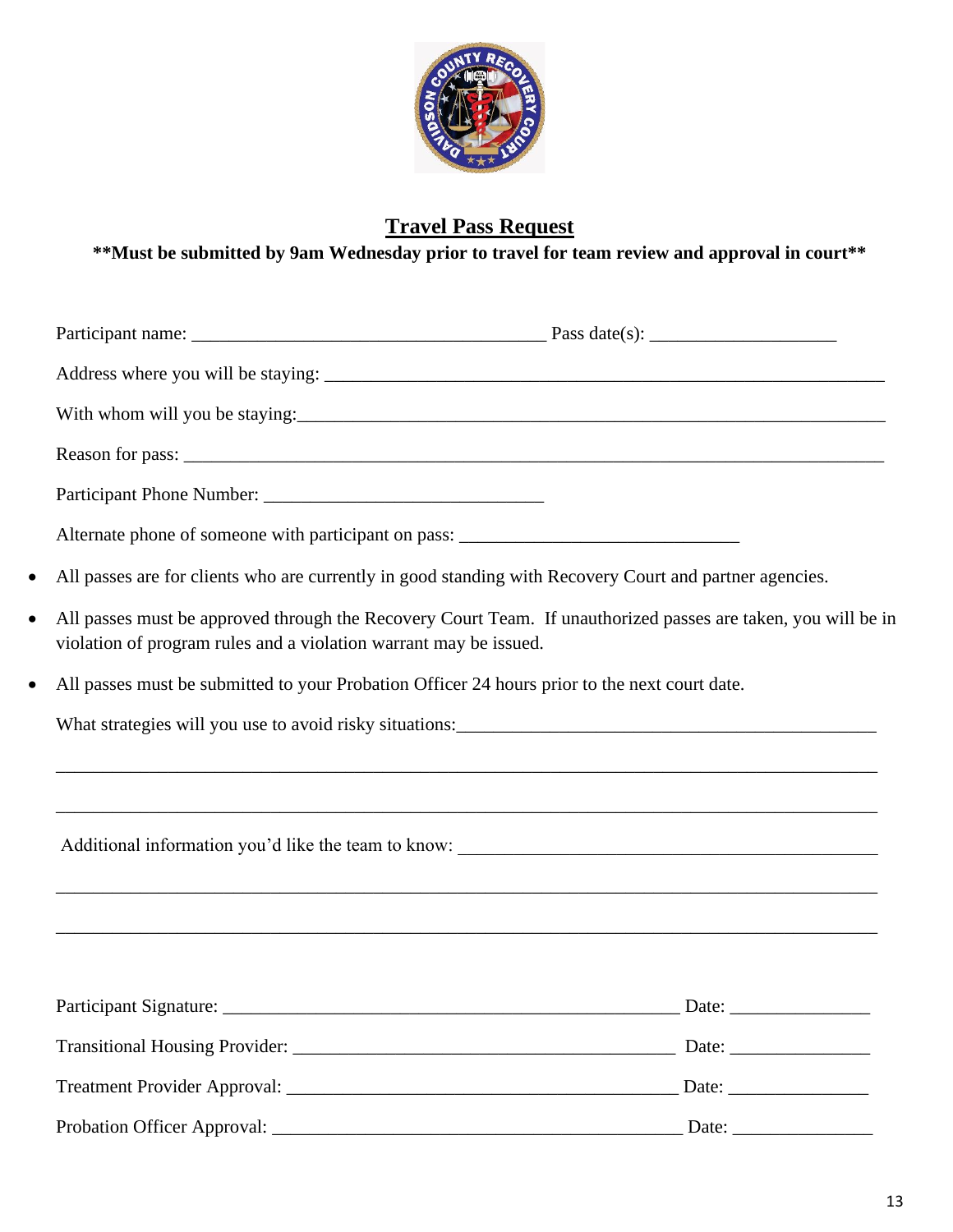## Travel Pass Request

**\*\*Must be submitted by 9am Wednesday prior to travel for team review and approval in court\*\***

Participant name: ______________________________________ Pass date(s): ___________________

Address where you will be staying: ____________________________________________________________

With whom will you be staying: _______________________________________________________________

Reason for pass: _____________________________________________________________________________

Participant Phone Number: ______________________________

Alternate phone of someone with participant on pass: ______________________________

- All passes are for clients who are currently in good standing with Recovery Court and partner agencies.
- All passes must be approved through the Recovery Court Team. If unauthorized passes are taken, you will be in violation of program rules and a violation warrant may be issued.
- All passes must be submitted to your Probation Officer 24 hours prior to the next court date.

What strategies will you use to avoid risky situations: _____________________________________________

_____________________________________________________________________________________________

_____________________________________________________________________________________________

Additional information you'd like the team to know: ______________________________________________

_____________________________________________________________________________________________

_____________________________________________________________________________________________

Participant Signature: _________________________________________________ Date: _______________

Transitional Housing Provider: __________________________________________ Date: _______________

Treatment Provider Approval: ___________________________________________ Date: _______________

Probation Officer Approval: _____________________________________________ Date: _______________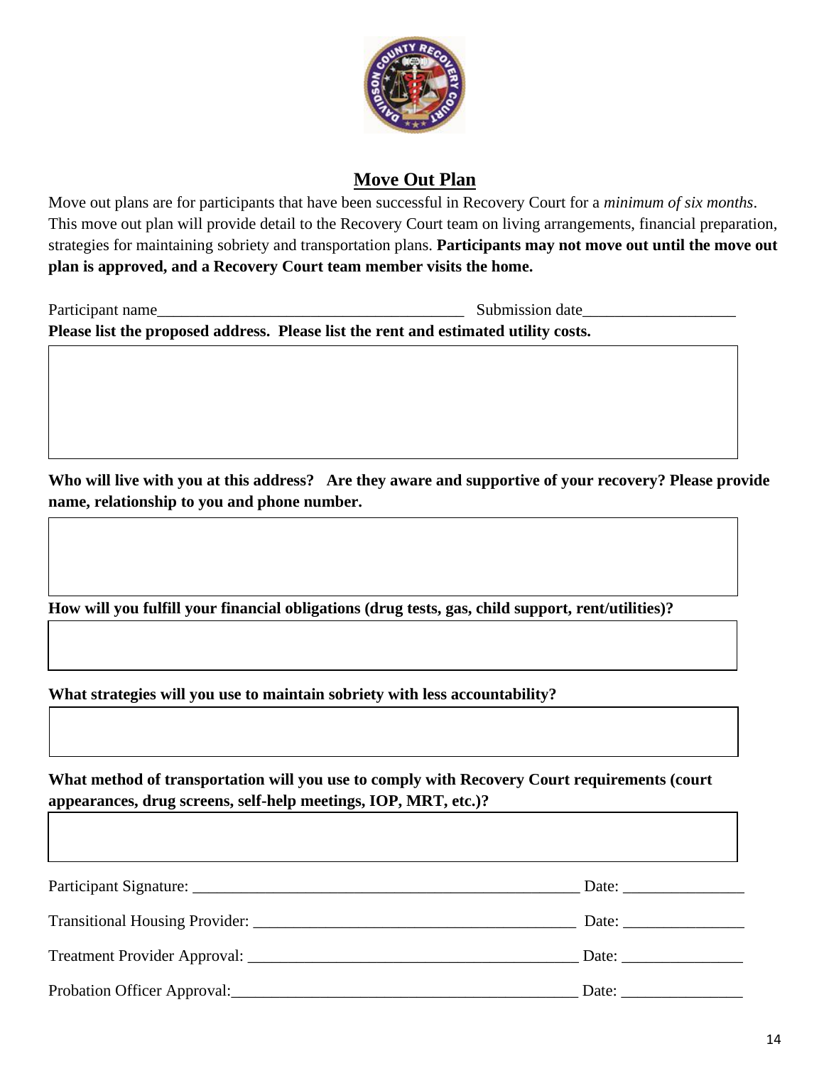## Move Out Plan

Move out plans are for participants that have been successful in Recovery Court for a *minimum of six months*. This move out plan will provide detail to the Recovery Court team on living arrangements, financial preparation, strategies for maintaining sobriety and transportation plans. **Participants may not move out until the move out plan is approved, and a Recovery Court team member visits the home.**

Participant name______________________________________ Submission date___________________

**Please list the proposed address. Please list the rent and estimated utility costs.**

**Who will live with you at this address? Are they aware and supportive of your recovery? Please provide name, relationship to you and phone number.**

**How will you fulfill your financial obligations (drug tests, gas, child support, rent/utilities)?**

**What strategies will you use to maintain sobriety with less accountability?**

**What method of transportation will you use to comply with Recovery Court requirements (court appearances, drug screens, self-help meetings, IOP, MRT, etc.)?**

Participant Signature: _________________________________________________ Date: _______________

Transitional Housing Provider: _________________________________________ Date: _______________

Treatment Provider Approval: __________________________________________ Date: _______________

Probation Officer Approval:____________________________________________ Date: _______________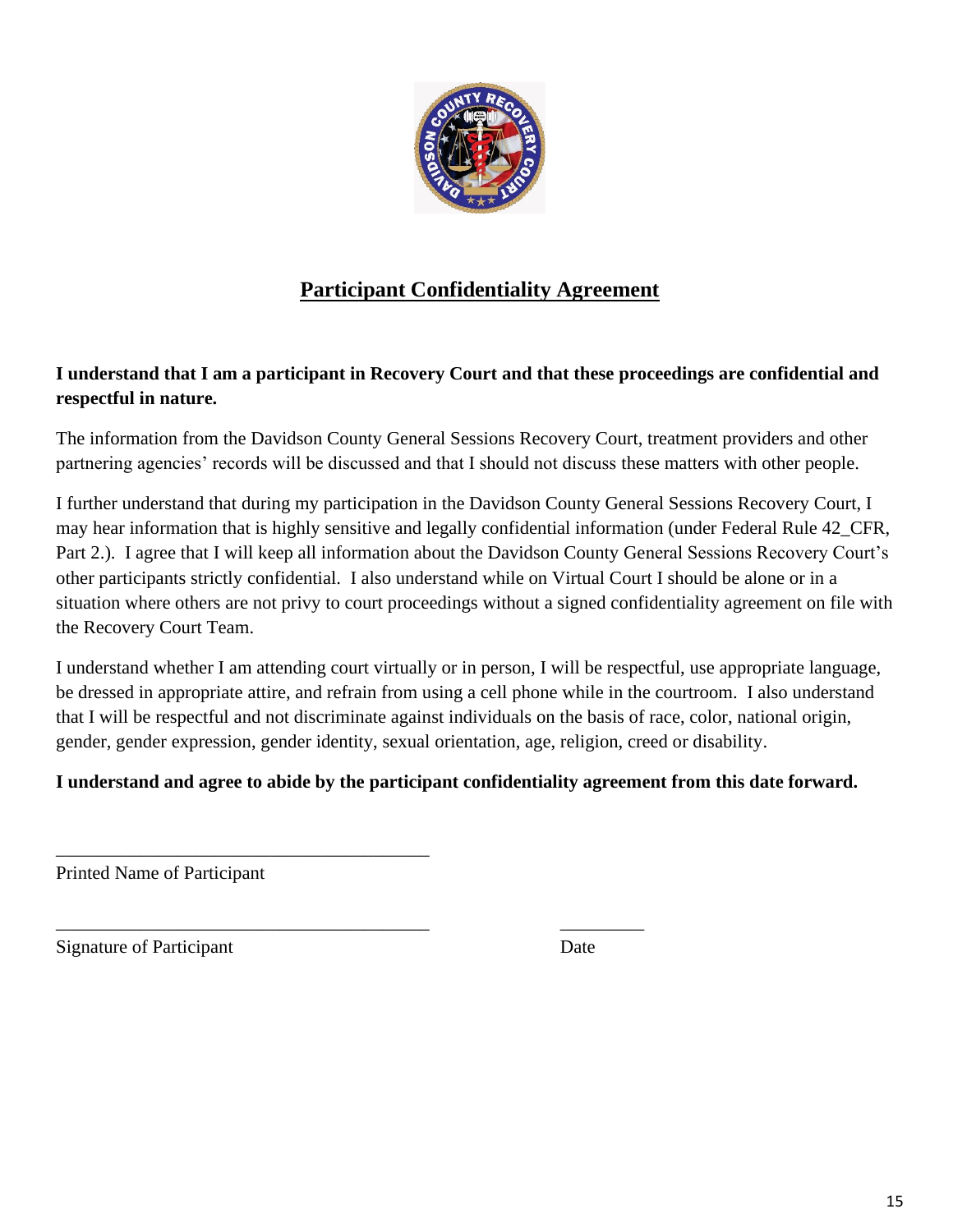## Participant Confidentiality Agreement

**I understand that I am a participant in Recovery Court and that these proceedings are confidential and respectful in nature.**

The information from the Davidson County General Sessions Recovery Court, treatment providers and other partnering agencies' records will be discussed and that I should not discuss these matters with other people.

I further understand that during my participation in the Davidson County General Sessions Recovery Court, I may hear information that is highly sensitive and legally confidential information (under Federal Rule 42_CFR, Part 2.). I agree that I will keep all information about the Davidson County General Sessions Recovery Court's other participants strictly confidential. I also understand while on Virtual Court I should be alone or in a situation where others are not privy to court proceedings without a signed confidentiality agreement on file with the Recovery Court Team.

I understand whether I am attending court virtually or in person, I will be respectful, use appropriate language, be dressed in appropriate attire, and refrain from using a cell phone while in the courtroom. I also understand that I will be respectful and not discriminate against individuals on the basis of race, color, national origin, gender, gender expression, gender identity, sexual orientation, age, religion, creed or disability.

**I understand and agree to abide by the participant confidentiality agreement from this date forward.**

_________________________________________

Printed Name of Participant

_________________________________________ _________

Signature of Participant Date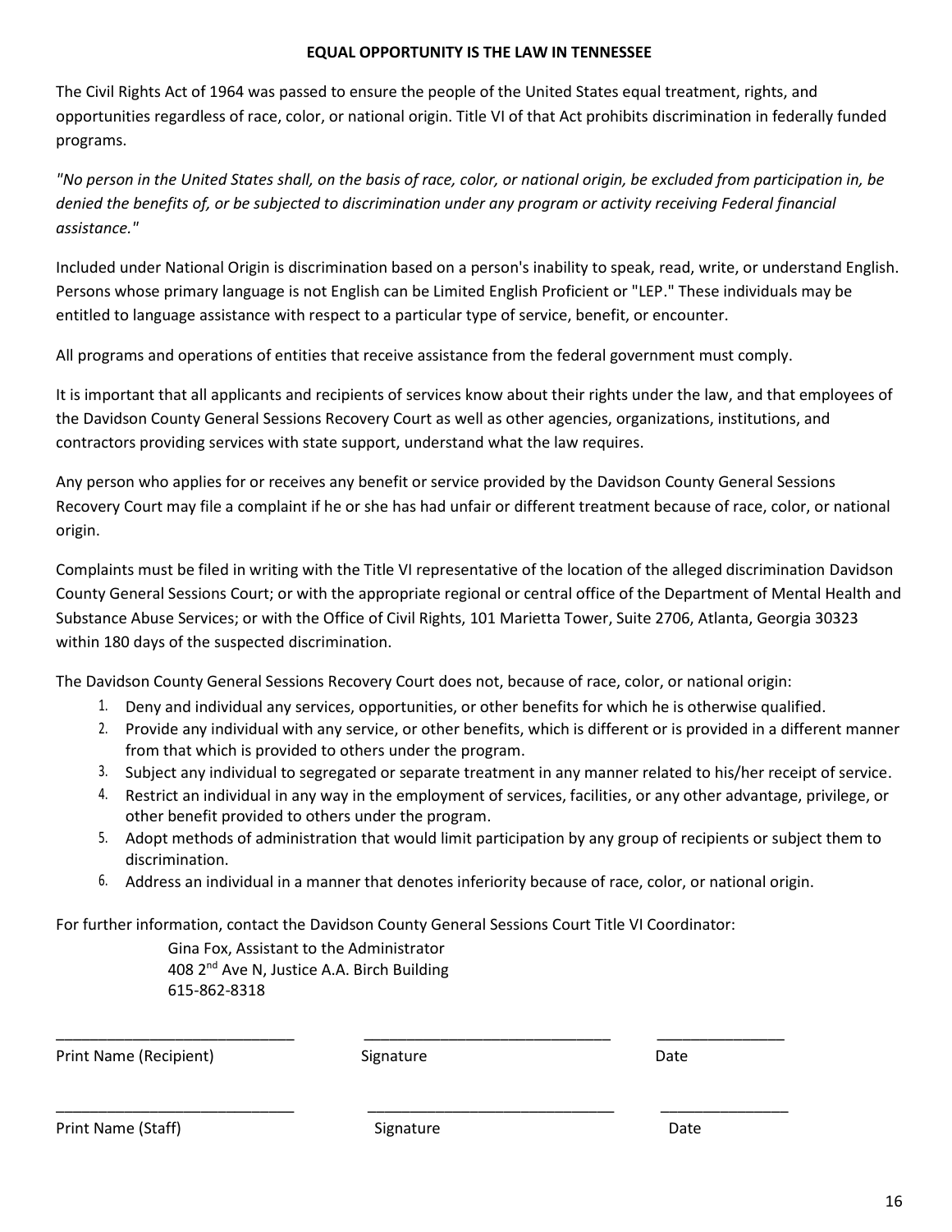**EQUAL OPPORTUNITY IS THE LAW IN TENNESSEE**

The Civil Rights Act of 1964 was passed to ensure the people of the United States equal treatment, rights, and opportunities regardless of race, color, or national origin. Title VI of that Act prohibits discrimination in federally funded programs.

*"No person in the United States shall, on the basis of race, color, or national origin, be excluded from participation in, be denied the benefits of, or be subjected to discrimination under any program or activity receiving Federal financial assistance."*

Included under National Origin is discrimination based on a person's inability to speak, read, write, or understand English. Persons whose primary language is not English can be Limited English Proficient or "LEP." These individuals may be entitled to language assistance with respect to a particular type of service, benefit, or encounter.

All programs and operations of entities that receive assistance from the federal government must comply.

It is important that all applicants and recipients of services know about their rights under the law, and that employees of the Davidson County General Sessions Recovery Court as well as other agencies, organizations, institutions, and contractors providing services with state support, understand what the law requires.

Any person who applies for or receives any benefit or service provided by the Davidson County General Sessions Recovery Court may file a complaint if he or she has had unfair or different treatment because of race, color, or national origin.

Complaints must be filed in writing with the Title VI representative of the location of the alleged discrimination Davidson County General Sessions Court; or with the appropriate regional or central office of the Department of Mental Health and Substance Abuse Services; or with the Office of Civil Rights, 101 Marietta Tower, Suite 2706, Atlanta, Georgia 30323 within 180 days of the suspected discrimination.

The Davidson County General Sessions Recovery Court does not, because of race, color, or national origin:

1. Deny and individual any services, opportunities, or other benefits for which he is otherwise qualified.
2. Provide any individual with any service, or other benefits, which is different or is provided in a different manner from that which is provided to others under the program.
3. Subject any individual to segregated or separate treatment in any manner related to his/her receipt of service.
4. Restrict an individual in any way in the employment of services, facilities, or any other advantage, privilege, or other benefit provided to others under the program.
5. Adopt methods of administration that would limit participation by any group of recipients or subject them to discrimination.
6. Address an individual in a manner that denotes inferiority because of race, color, or national origin.

For further information, contact the Davidson County General Sessions Court Title VI Coordinator:

Gina Fox, Assistant to the Administrator
408 2nd Ave N, Justice A.A. Birch Building
615-862-8318

\_\_\_\_\_\_\_\_\_\_\_\_\_\_\_\_\_\_\_\_\_\_\_\_\_\_\_\_ \_\_\_\_\_\_\_\_\_\_\_\_\_\_\_\_\_\_\_\_\_\_\_\_\_\_\_\_\_\_ \_\_\_\_\_\_\_\_\_\_\_\_\_\_\_

Print Name (Recipient) Signature Date

\_\_\_\_\_\_\_\_\_\_\_\_\_\_\_\_\_\_\_\_\_\_\_\_\_\_\_\_ \_\_\_\_\_\_\_\_\_\_\_\_\_\_\_\_\_\_\_\_\_\_\_\_\_\_\_\_\_\_ \_\_\_\_\_\_\_\_\_\_\_\_\_\_\_

Print Name (Staff) Signature Date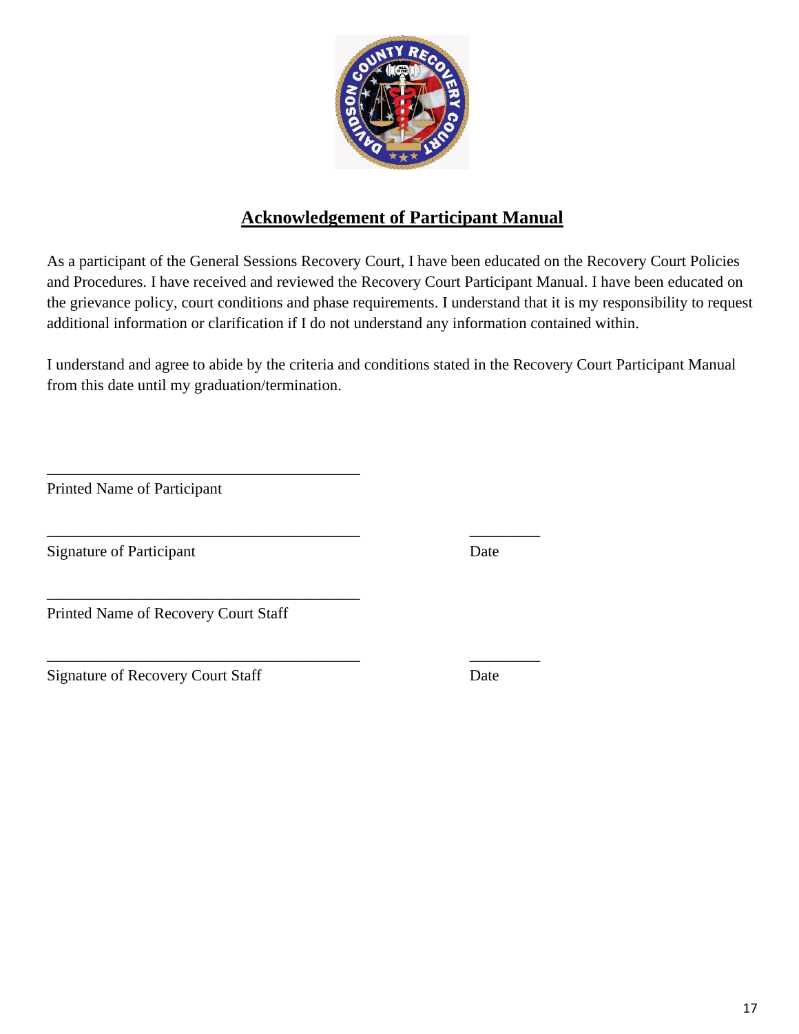## Acknowledgement of Participant Manual

As a participant of the General Sessions Recovery Court, I have been educated on the Recovery Court Policies and Procedures. I have received and reviewed the Recovery Court Participant Manual. I have been educated on the grievance policy, court conditions and phase requirements. I understand that it is my responsibility to request additional information or clarification if I do not understand any information contained within.

I understand and agree to abide by the criteria and conditions stated in the Recovery Court Participant Manual from this date until my graduation/termination.

_________________________________________

Printed Name of Participant

_________________________________________ _________

Signature of Participant Date

_________________________________________

Printed Name of Recovery Court Staff

_________________________________________ _________

Signature of Recovery Court Staff Date